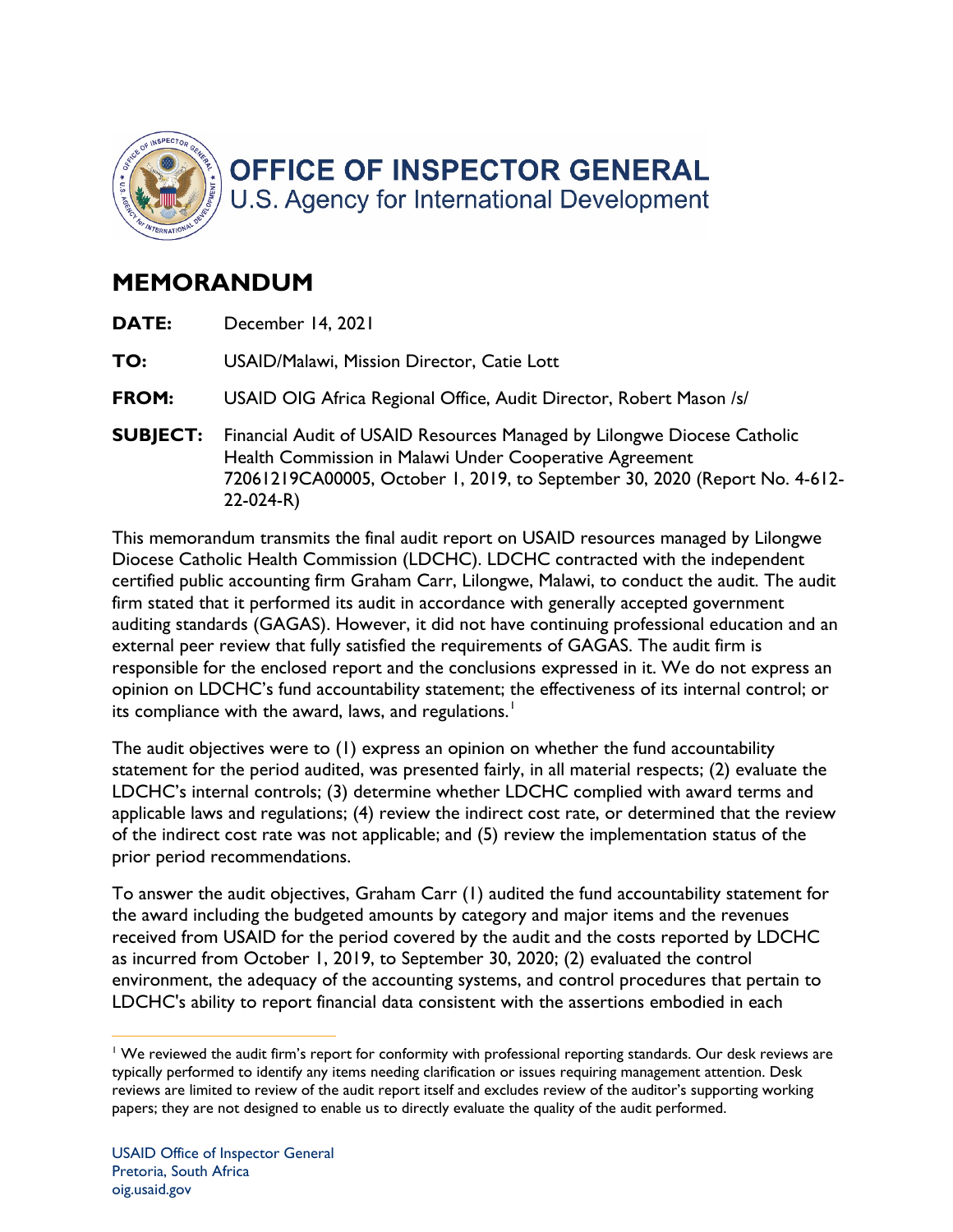# OFFICE OF INSPECTOR GENERAL

U.S. Agency for International Development

## MEMORANDUM

**DATE:** December 14, 2021

**TO:** USAID/Malawi, Mission Director, Catie Lott

**FROM:** USAID OIG Africa Regional Office, Audit Director, Robert Mason /s/

**SUBJECT:** Financial Audit of USAID Resources Managed by Lilongwe Diocese Catholic Health Commission in Malawi Under Cooperative Agreement 72061219CA00005, October 1, 2019, to September 30, 2020 (Report No. 4-612-22-024-R)

This memorandum transmits the final audit report on USAID resources managed by Lilongwe Diocese Catholic Health Commission (LDCHC). LDCHC contracted with the independent certified public accounting firm Graham Carr, Lilongwe, Malawi, to conduct the audit. The audit firm stated that it performed its audit in accordance with generally accepted government auditing standards (GAGAS). However, it did not have continuing professional education and an external peer review that fully satisfied the requirements of GAGAS. The audit firm is responsible for the enclosed report and the conclusions expressed in it. We do not express an opinion on LDCHC's fund accountability statement; the effectiveness of its internal control; or its compliance with the award, laws, and regulations.[1]

The audit objectives were to (1) express an opinion on whether the fund accountability statement for the period audited, was presented fairly, in all material respects; (2) evaluate the LDCHC's internal controls; (3) determine whether LDCHC complied with award terms and applicable laws and regulations; (4) review the indirect cost rate, or determined that the review of the indirect cost rate was not applicable; and (5) review the implementation status of the prior period recommendations.

To answer the audit objectives, Graham Carr (1) audited the fund accountability statement for the award including the budgeted amounts by category and major items and the revenues received from USAID for the period covered by the audit and the costs reported by LDCHC as incurred from October 1, 2019, to September 30, 2020; (2) evaluated the control environment, the adequacy of the accounting systems, and control procedures that pertain to LDCHC's ability to report financial data consistent with the assertions embodied in each

[1] We reviewed the audit firm's report for conformity with professional reporting standards. Our desk reviews are typically performed to identify any items needing clarification or issues requiring management attention. Desk reviews are limited to review of the audit report itself and excludes review of the auditor's supporting working papers; they are not designed to enable us to directly evaluate the quality of the audit performed.

USAID Office of Inspector General
Pretoria, South Africa
oig.usaid.gov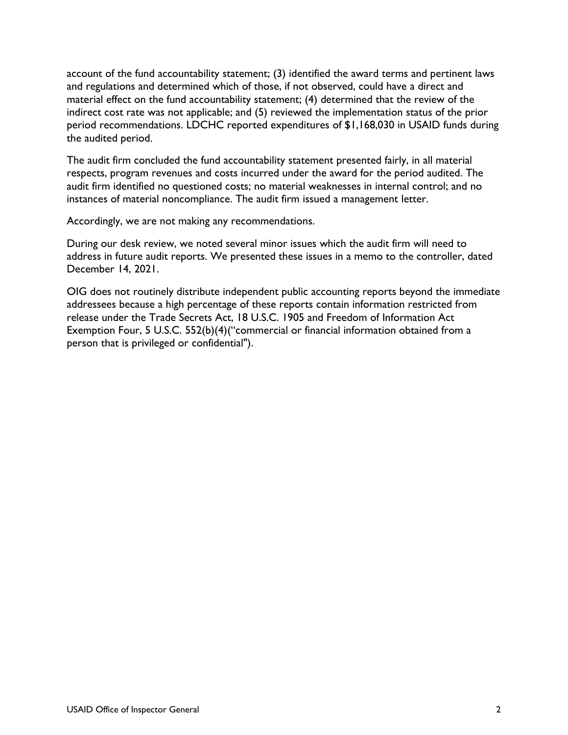account of the fund accountability statement; (3) identified the award terms and pertinent laws and regulations and determined which of those, if not observed, could have a direct and material effect on the fund accountability statement; (4) determined that the review of the indirect cost rate was not applicable; and (5) reviewed the implementation status of the prior period recommendations. LDCHC reported expenditures of $1,168,030 in USAID funds during the audited period.

The audit firm concluded the fund accountability statement presented fairly, in all material respects, program revenues and costs incurred under the award for the period audited. The audit firm identified no questioned costs; no material weaknesses in internal control; and no instances of material noncompliance. The audit firm issued a management letter.

Accordingly, we are not making any recommendations.

During our desk review, we noted several minor issues which the audit firm will need to address in future audit reports. We presented these issues in a memo to the controller, dated December 14, 2021.

OIG does not routinely distribute independent public accounting reports beyond the immediate addressees because a high percentage of these reports contain information restricted from release under the Trade Secrets Act, 18 U.S.C. 1905 and Freedom of Information Act Exemption Four, 5 U.S.C. 552(b)(4)("commercial or financial information obtained from a person that is privileged or confidential").